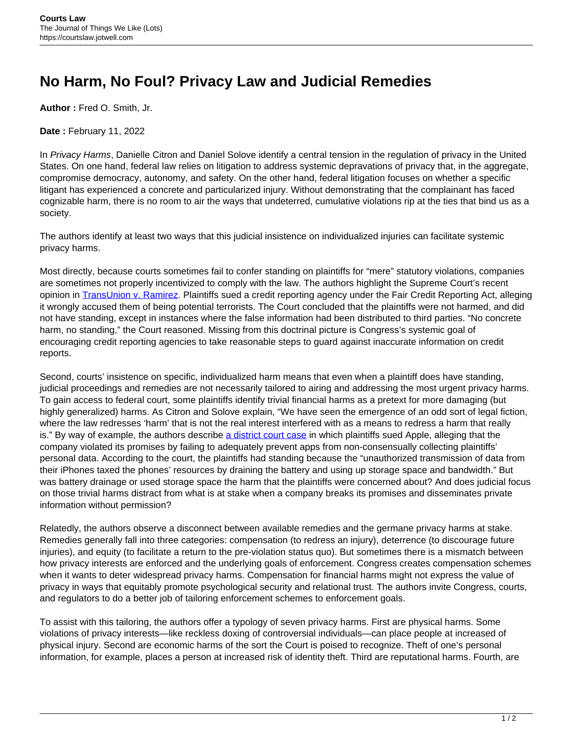# No Harm, No Foul? Privacy Law and Judicial Remedies

**Author :** Fred O. Smith, Jr.

**Date :** February 11, 2022

In *Privacy Harms*, Danielle Citron and Daniel Solove identify a central tension in the regulation of privacy in the United States. On one hand, federal law relies on litigation to address systemic depravations of privacy that, in the aggregate, compromise democracy, autonomy, and safety. On the other hand, federal litigation focuses on whether a specific litigant has experienced a concrete and particularized injury. Without demonstrating that the complainant has faced cognizable harm, there is no room to air the ways that undeterred, cumulative violations rip at the ties that bind us as a society.

The authors identify at least two ways that this judicial insistence on individualized injuries can facilitate systemic privacy harms.

Most directly, because courts sometimes fail to confer standing on plaintiffs for "mere" statutory violations, companies are sometimes not properly incentivized to comply with the law. The authors highlight the Supreme Court's recent opinion in TransUnion v. Ramirez. Plaintiffs sued a credit reporting agency under the Fair Credit Reporting Act, alleging it wrongly accused them of being potential terrorists. The Court concluded that the plaintiffs were not harmed, and did not have standing, except in instances where the false information had been distributed to third parties. "No concrete harm, no standing," the Court reasoned. Missing from this doctrinal picture is Congress's systemic goal of encouraging credit reporting agencies to take reasonable steps to guard against inaccurate information on credit reports.

Second, courts' insistence on specific, individualized harm means that even when a plaintiff does have standing, judicial proceedings and remedies are not necessarily tailored to airing and addressing the most urgent privacy harms. To gain access to federal court, some plaintiffs identify trivial financial harms as a pretext for more damaging (but highly generalized) harms. As Citron and Solove explain, "We have seen the emergence of an odd sort of legal fiction, where the law redresses 'harm' that is not the real interest interfered with as a means to redress a harm that really is." By way of example, the authors describe a district court case in which plaintiffs sued Apple, alleging that the company violated its promises by failing to adequately prevent apps from non-consensually collecting plaintiffs' personal data. According to the court, the plaintiffs had standing because the "unauthorized transmission of data from their iPhones taxed the phones' resources by draining the battery and using up storage space and bandwidth." But was battery drainage or used storage space the harm that the plaintiffs were concerned about? And does judicial focus on those trivial harms distract from what is at stake when a company breaks its promises and disseminates private information without permission?

Relatedly, the authors observe a disconnect between available remedies and the germane privacy harms at stake. Remedies generally fall into three categories: compensation (to redress an injury), deterrence (to discourage future injuries), and equity (to facilitate a return to the pre-violation status quo). But sometimes there is a mismatch between how privacy interests are enforced and the underlying goals of enforcement. Congress creates compensation schemes when it wants to deter widespread privacy harms. Compensation for financial harms might not express the value of privacy in ways that equitably promote psychological security and relational trust. The authors invite Congress, courts, and regulators to do a better job of tailoring enforcement schemes to enforcement goals.

To assist with this tailoring, the authors offer a typology of seven privacy harms. First are physical harms. Some violations of privacy interests—like reckless doxing of controversial individuals—can place people at increased of physical injury. Second are economic harms of the sort the Court is poised to recognize. Theft of one's personal information, for example, places a person at increased risk of identity theft. Third are reputational harms. Fourth, are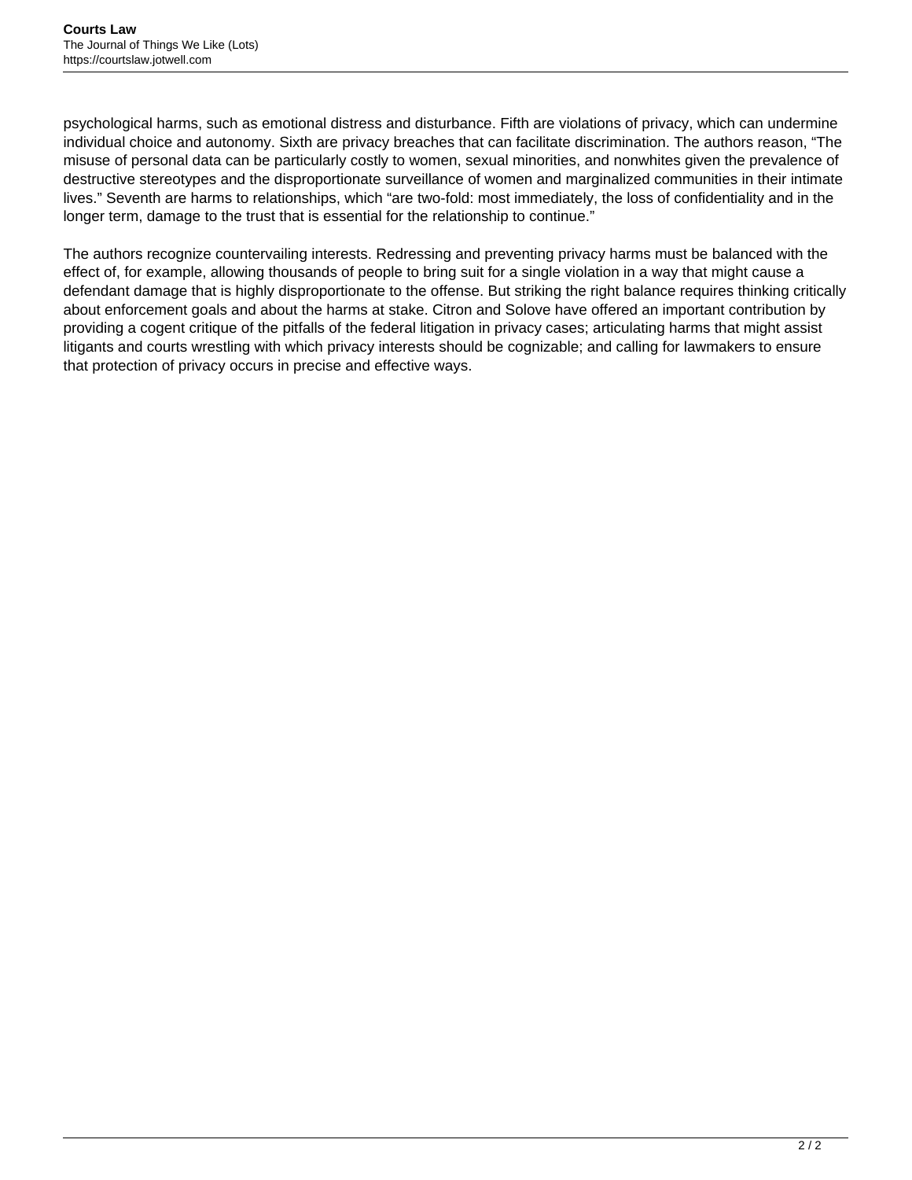psychological harms, such as emotional distress and disturbance. Fifth are violations of privacy, which can undermine individual choice and autonomy. Sixth are privacy breaches that can facilitate discrimination. The authors reason, "The misuse of personal data can be particularly costly to women, sexual minorities, and nonwhites given the prevalence of destructive stereotypes and the disproportionate surveillance of women and marginalized communities in their intimate lives." Seventh are harms to relationships, which "are two-fold: most immediately, the loss of confidentiality and in the longer term, damage to the trust that is essential for the relationship to continue."

The authors recognize countervailing interests. Redressing and preventing privacy harms must be balanced with the effect of, for example, allowing thousands of people to bring suit for a single violation in a way that might cause a defendant damage that is highly disproportionate to the offense. But striking the right balance requires thinking critically about enforcement goals and about the harms at stake. Citron and Solove have offered an important contribution by providing a cogent critique of the pitfalls of the federal litigation in privacy cases; articulating harms that might assist litigants and courts wrestling with which privacy interests should be cognizable; and calling for lawmakers to ensure that protection of privacy occurs in precise and effective ways.